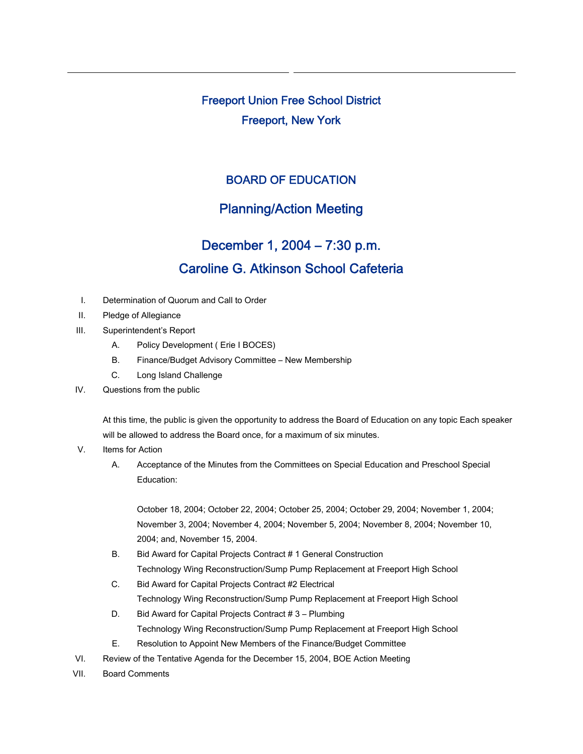# Freeport Union Free School District

## Freeport, New York

## BOARD OF EDUCATION

## Planning/Action Meeting

## December 1, 2004 – 7:30 p.m.

## Caroline G. Atkinson School Cafeteria

I. Determination of Quorum and Call to Order

II. Pledge of Allegiance

III. Superintendent's Report

   A. Policy Development ( Erie I BOCES)

   B. Finance/Budget Advisory Committee – New Membership

   C. Long Island Challenge

IV. Questions from the public

   At this time, the public is given the opportunity to address the Board of Education on any topic Each speaker will be allowed to address the Board once, for a maximum of six minutes.

V. Items for Action

   A. Acceptance of the Minutes from the Committees on Special Education and Preschool Special Education:

      October 18, 2004; October 22, 2004; October 25, 2004; October 29, 2004; November 1, 2004; November 3, 2004; November 4, 2004; November 5, 2004; November 8, 2004; November 10, 2004; and, November 15, 2004.

   B. Bid Award for Capital Projects Contract # 1 General Construction
      Technology Wing Reconstruction/Sump Pump Replacement at Freeport High School

   C. Bid Award for Capital Projects Contract #2 Electrical
      Technology Wing Reconstruction/Sump Pump Replacement at Freeport High School

   D. Bid Award for Capital Projects Contract # 3 – Plumbing
      Technology Wing Reconstruction/Sump Pump Replacement at Freeport High School

   E. Resolution to Appoint New Members of the Finance/Budget Committee

VI. Review of the Tentative Agenda for the December 15, 2004, BOE Action Meeting

VII. Board Comments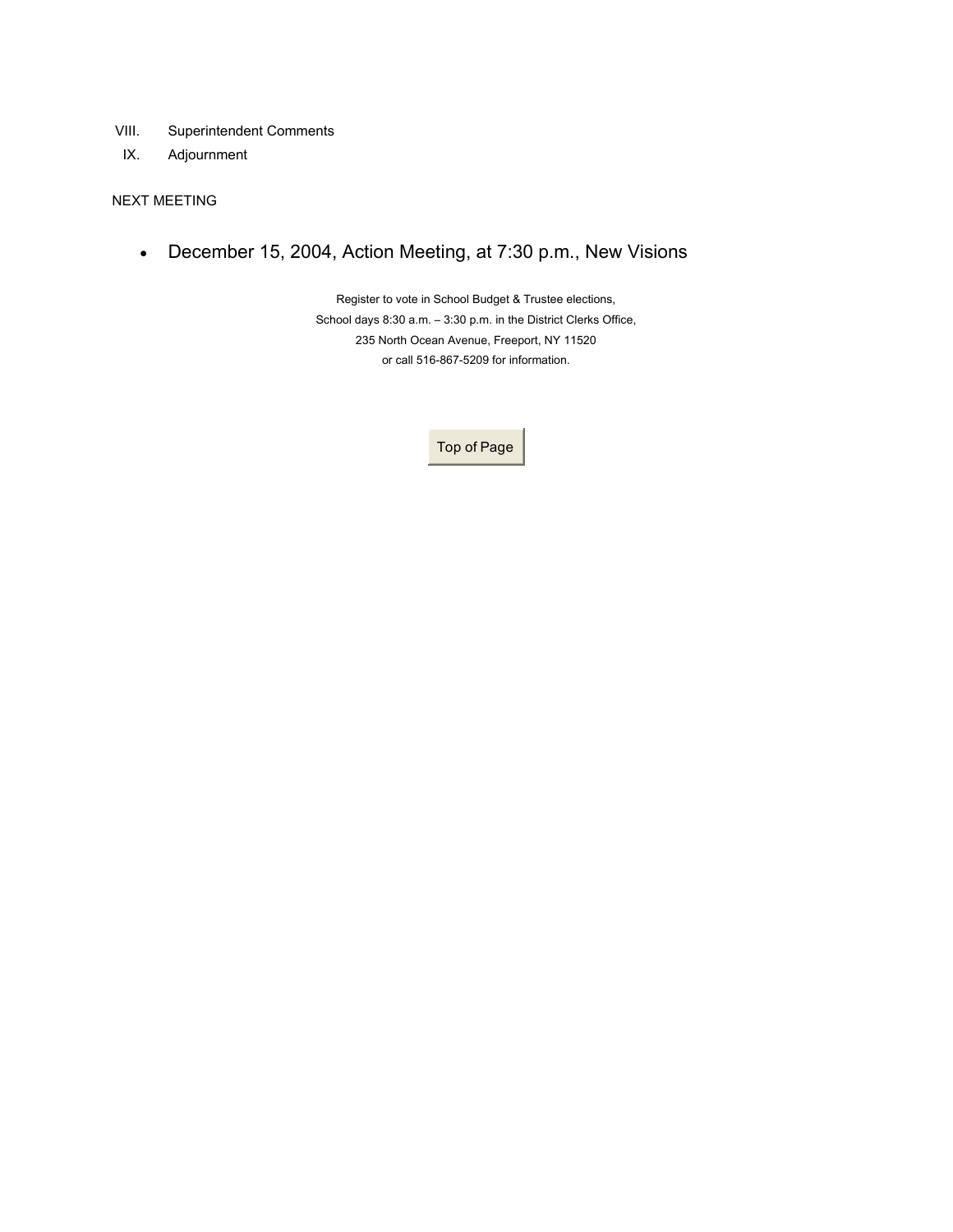VIII. Superintendent Comments

IX. Adjournment

NEXT MEETING

- December 15, 2004, Action Meeting, at 7:30 p.m., New Visions

Register to vote in School Budget & Trustee elections,
School days 8:30 a.m. – 3:30 p.m. in the District Clerks Office,
235 North Ocean Avenue, Freeport, NY 11520
or call 516-867-5209 for information.

Top of Page